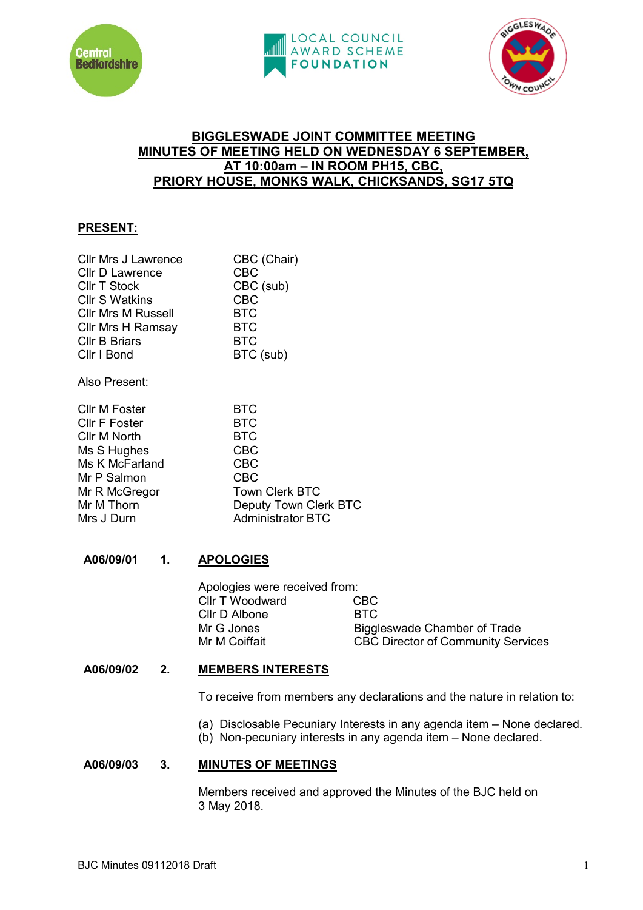**BIGGLESWADE JOINT COMMITTEE MEETING**
**MINUTES OF MEETING HELD ON WEDNESDAY 6 SEPTEMBER,**
**AT 10:00am – IN ROOM PH15, CBC,**
**PRIORY HOUSE, MONKS WALK, CHICKSANDS, SG17 5TQ**

**PRESENT:**

| | |
|---|---|
| Cllr Mrs J Lawrence | CBC (Chair) |
| Cllr D Lawrence | CBC |
| Cllr T Stock | CBC (sub) |
| Cllr S Watkins | CBC |
| Cllr Mrs M Russell | BTC |
| Cllr Mrs H Ramsay | BTC |
| Cllr B Briars | BTC |
| Cllr I Bond | BTC (sub) |

Also Present:

| | |
|---|---|
| Cllr M Foster | BTC |
| Cllr F Foster | BTC |
| Cllr M North | BTC |
| Ms S Hughes | CBC |
| Ms K McFarland | CBC |
| Mr P Salmon | CBC |
| Mr R McGregor | Town Clerk BTC |
| Mr M Thorn | Deputy Town Clerk BTC |
| Mrs J Durn | Administrator BTC |

**A06/09/01 1. APOLOGIES**

Apologies were received from:

| | |
|---|---|
| Cllr T Woodward | CBC |
| Cllr D Albone | BTC |
| Mr G Jones | Biggleswade Chamber of Trade |
| Mr M Coiffait | CBC Director of Community Services |

**A06/09/02 2. MEMBERS INTERESTS**

To receive from members any declarations and the nature in relation to:

(a) Disclosable Pecuniary Interests in any agenda item – None declared.
(b) Non-pecuniary interests in any agenda item – None declared.

**A06/09/03 3. MINUTES OF MEETINGS**

Members received and approved the Minutes of the BJC held on 3 May 2018.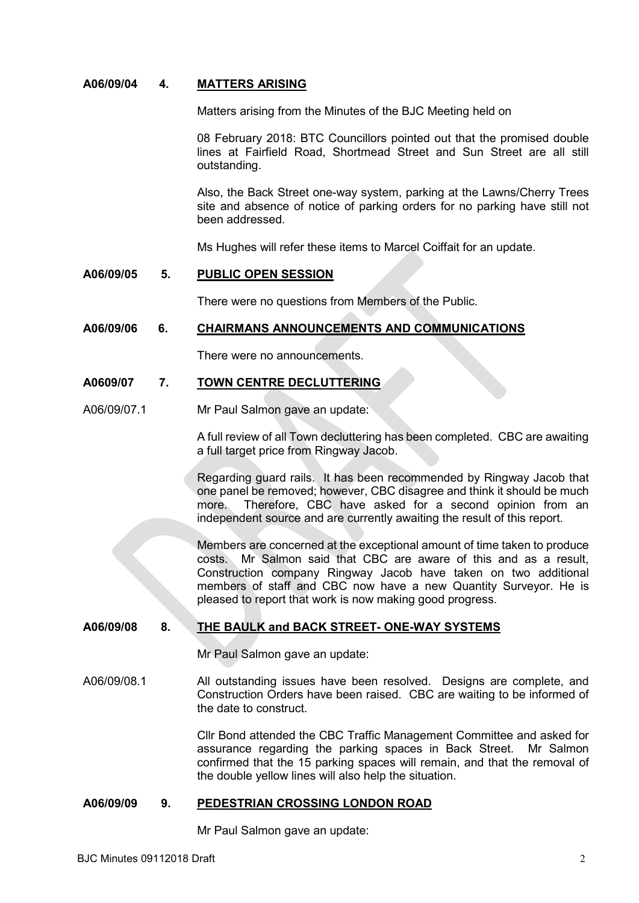**A06/09/04 4. MATTERS ARISING**

Matters arising from the Minutes of the BJC Meeting held on

08 February 2018: BTC Councillors pointed out that the promised double lines at Fairfield Road, Shortmead Street and Sun Street are all still outstanding.

Also, the Back Street one-way system, parking at the Lawns/Cherry Trees site and absence of notice of parking orders for no parking have still not been addressed.

Ms Hughes will refer these items to Marcel Coiffait for an update.

**A06/09/05 5. PUBLIC OPEN SESSION**

There were no questions from Members of the Public.

**A06/09/06 6. CHAIRMANS ANNOUNCEMENTS AND COMMUNICATIONS**

There were no announcements.

**A0609/07 7. TOWN CENTRE DECLUTTERING**

A06/09/07.1 Mr Paul Salmon gave an update:

A full review of all Town decluttering has been completed. CBC are awaiting a full target price from Ringway Jacob.

Regarding guard rails. It has been recommended by Ringway Jacob that one panel be removed; however, CBC disagree and think it should be much more. Therefore, CBC have asked for a second opinion from an independent source and are currently awaiting the result of this report.

Members are concerned at the exceptional amount of time taken to produce costs. Mr Salmon said that CBC are aware of this and as a result, Construction company Ringway Jacob have taken on two additional members of staff and CBC now have a new Quantity Surveyor. He is pleased to report that work is now making good progress.

**A06/09/08 8. THE BAULK and BACK STREET- ONE-WAY SYSTEMS**

Mr Paul Salmon gave an update:

A06/09/08.1 All outstanding issues have been resolved. Designs are complete, and Construction Orders have been raised. CBC are waiting to be informed of the date to construct.

Cllr Bond attended the CBC Traffic Management Committee and asked for assurance regarding the parking spaces in Back Street. Mr Salmon confirmed that the 15 parking spaces will remain, and that the removal of the double yellow lines will also help the situation.

**A06/09/09 9. PEDESTRIAN CROSSING LONDON ROAD**

Mr Paul Salmon gave an update: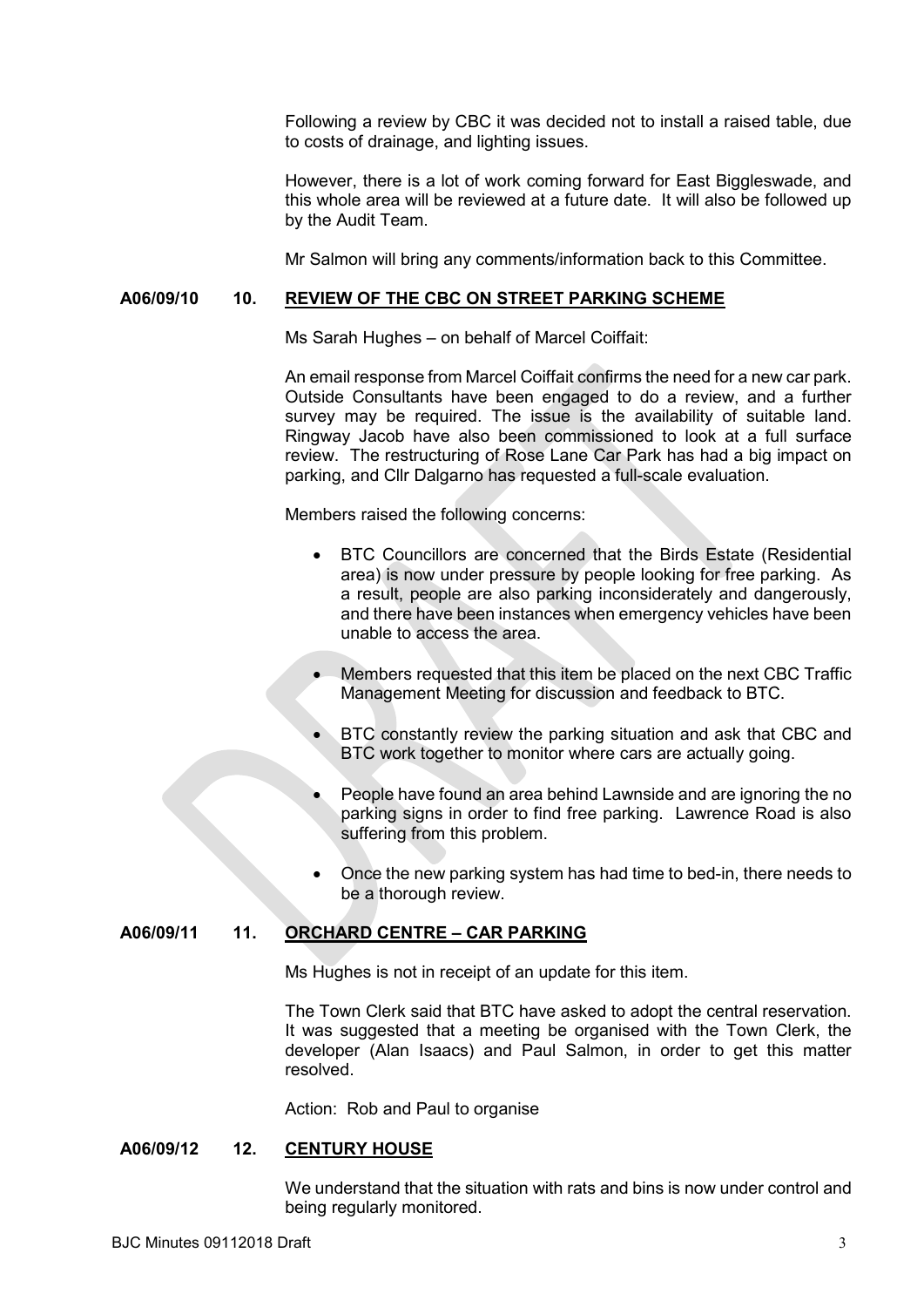Following a review by CBC it was decided not to install a raised table, due to costs of drainage, and lighting issues.

However, there is a lot of work coming forward for East Biggleswade, and this whole area will be reviewed at a future date. It will also be followed up by the Audit Team.

Mr Salmon will bring any comments/information back to this Committee.

**A06/09/10 10. REVIEW OF THE CBC ON STREET PARKING SCHEME**

Ms Sarah Hughes – on behalf of Marcel Coiffait:

An email response from Marcel Coiffait confirms the need for a new car park. Outside Consultants have been engaged to do a review, and a further survey may be required. The issue is the availability of suitable land. Ringway Jacob have also been commissioned to look at a full surface review. The restructuring of Rose Lane Car Park has had a big impact on parking, and Cllr Dalgarno has requested a full-scale evaluation.

Members raised the following concerns:

- BTC Councillors are concerned that the Birds Estate (Residential area) is now under pressure by people looking for free parking. As a result, people are also parking inconsiderately and dangerously, and there have been instances when emergency vehicles have been unable to access the area.
- Members requested that this item be placed on the next CBC Traffic Management Meeting for discussion and feedback to BTC.
- BTC constantly review the parking situation and ask that CBC and BTC work together to monitor where cars are actually going.
- People have found an area behind Lawnside and are ignoring the no parking signs in order to find free parking. Lawrence Road is also suffering from this problem.
- Once the new parking system has had time to bed-in, there needs to be a thorough review.

**A06/09/11 11. ORCHARD CENTRE – CAR PARKING**

Ms Hughes is not in receipt of an update for this item.

The Town Clerk said that BTC have asked to adopt the central reservation. It was suggested that a meeting be organised with the Town Clerk, the developer (Alan Isaacs) and Paul Salmon, in order to get this matter resolved.

Action: Rob and Paul to organise

**A06/09/12 12. CENTURY HOUSE**

We understand that the situation with rats and bins is now under control and being regularly monitored.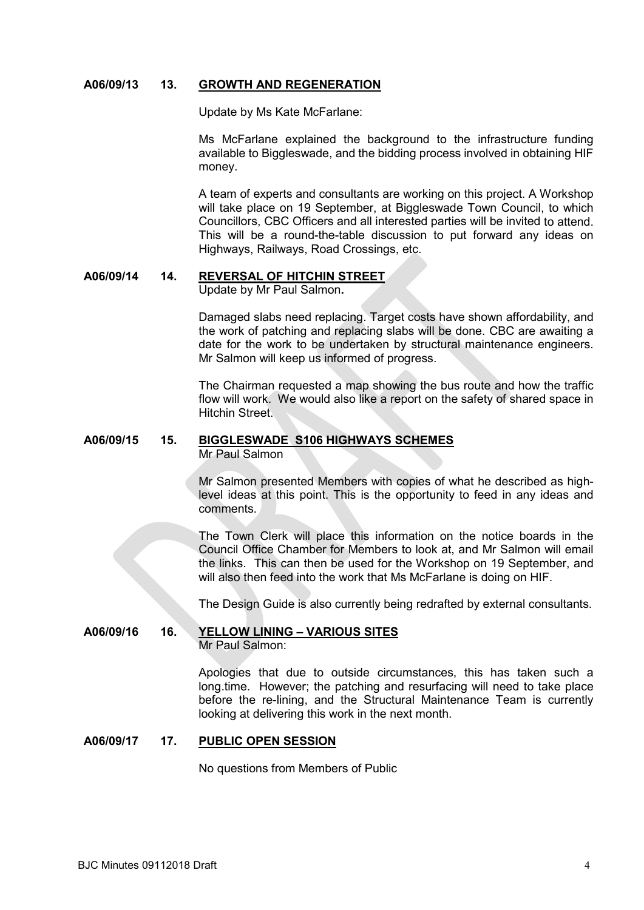**A06/09/13 13. GROWTH AND REGENERATION**

Update by Ms Kate McFarlane:

Ms McFarlane explained the background to the infrastructure funding available to Biggleswade, and the bidding process involved in obtaining HIF money.

A team of experts and consultants are working on this project. A Workshop will take place on 19 September, at Biggleswade Town Council, to which Councillors, CBC Officers and all interested parties will be invited to attend. This will be a round-the-table discussion to put forward any ideas on Highways, Railways, Road Crossings, etc.

**A06/09/14 14. REVERSAL OF HITCHIN STREET**

Update by Mr Paul Salmon**.**

Damaged slabs need replacing. Target costs have shown affordability, and the work of patching and replacing slabs will be done. CBC are awaiting a date for the work to be undertaken by structural maintenance engineers. Mr Salmon will keep us informed of progress.

The Chairman requested a map showing the bus route and how the traffic flow will work. We would also like a report on the safety of shared space in Hitchin Street.

**A06/09/15 15. BIGGLESWADE S106 HIGHWAYS SCHEMES**

Mr Paul Salmon

Mr Salmon presented Members with copies of what he described as high-level ideas at this point. This is the opportunity to feed in any ideas and comments.

The Town Clerk will place this information on the notice boards in the Council Office Chamber for Members to look at, and Mr Salmon will email the links. This can then be used for the Workshop on 19 September, and will also then feed into the work that Ms McFarlane is doing on HIF.

The Design Guide is also currently being redrafted by external consultants.

**A06/09/16 16. YELLOW LINING – VARIOUS SITES**

Mr Paul Salmon:

Apologies that due to outside circumstances, this has taken such a long.time. However; the patching and resurfacing will need to take place before the re-lining, and the Structural Maintenance Team is currently looking at delivering this work in the next month.

**A06/09/17 17. PUBLIC OPEN SESSION**

No questions from Members of Public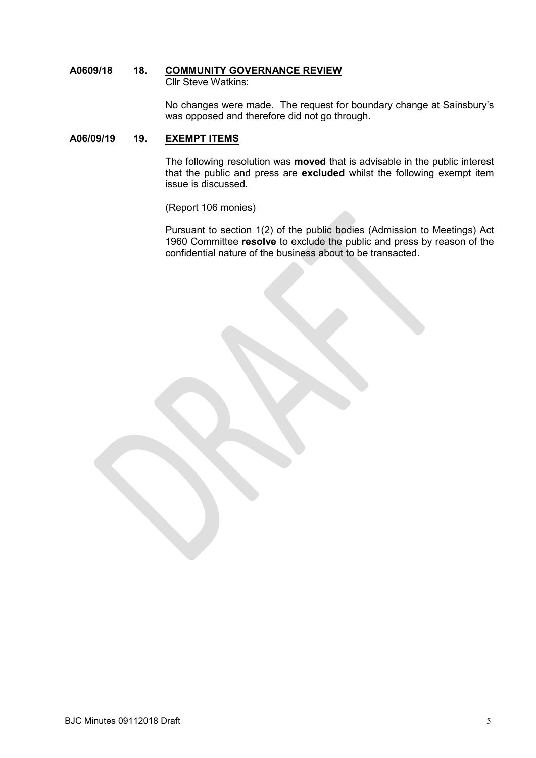**A0609/18 18. COMMUNITY GOVERNANCE REVIEW**

Cllr Steve Watkins:

No changes were made. The request for boundary change at Sainsbury's was opposed and therefore did not go through.

**A06/09/19 19. EXEMPT ITEMS**

The following resolution was **moved** that is advisable in the public interest that the public and press are **excluded** whilst the following exempt item issue is discussed.

(Report 106 monies)

Pursuant to section 1(2) of the public bodies (Admission to Meetings) Act 1960 Committee **resolve** to exclude the public and press by reason of the confidential nature of the business about to be transacted.